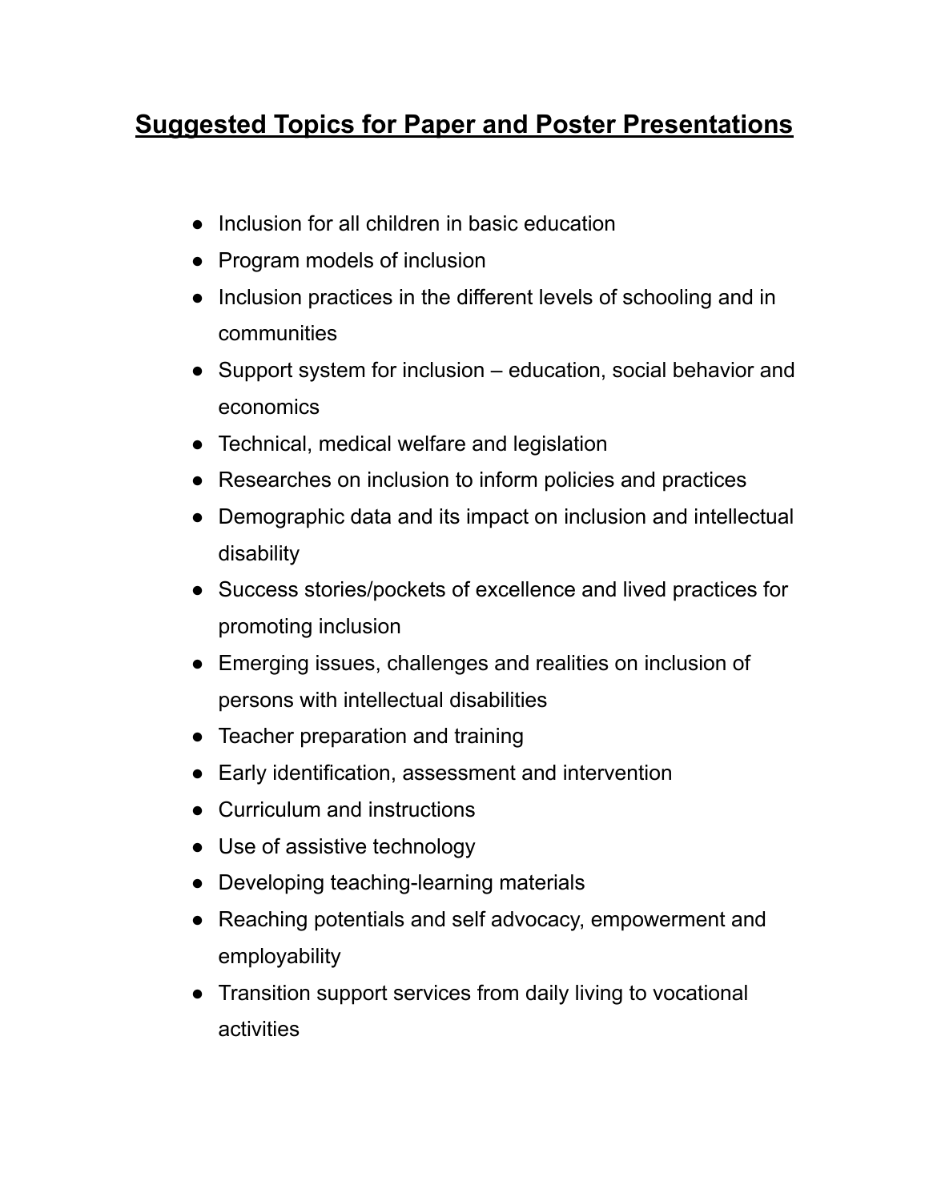# Suggested Topics for Paper and Poster Presentations

- Inclusion for all children in basic education
- Program models of inclusion
- Inclusion practices in the different levels of schooling and in communities
- Support system for inclusion – education, social behavior and economics
- Technical, medical welfare and legislation
- Researches on inclusion to inform policies and practices
- Demographic data and its impact on inclusion and intellectual disability
- Success stories/pockets of excellence and lived practices for promoting inclusion
- Emerging issues, challenges and realities on inclusion of persons with intellectual disabilities
- Teacher preparation and training
- Early identification, assessment and intervention
- Curriculum and instructions
- Use of assistive technology
- Developing teaching-learning materials
- Reaching potentials and self advocacy, empowerment and employability
- Transition support services from daily living to vocational activities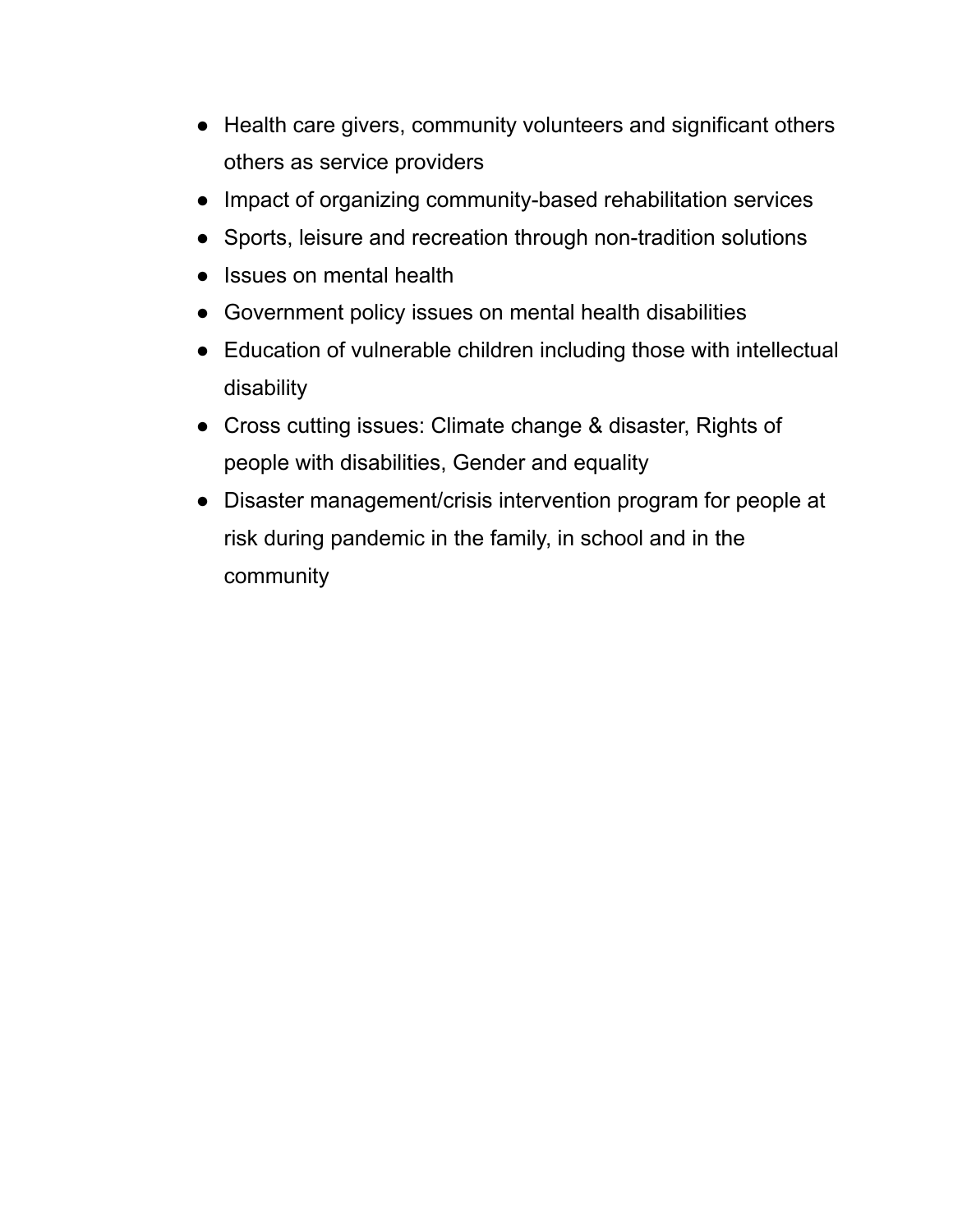- Health care givers, community volunteers and significant others others as service providers
- Impact of organizing community-based rehabilitation services
- Sports, leisure and recreation through non-tradition solutions
- Issues on mental health
- Government policy issues on mental health disabilities
- Education of vulnerable children including those with intellectual disability
- Cross cutting issues: Climate change & disaster, Rights of people with disabilities, Gender and equality
- Disaster management/crisis intervention program for people at risk during pandemic in the family, in school and in the community